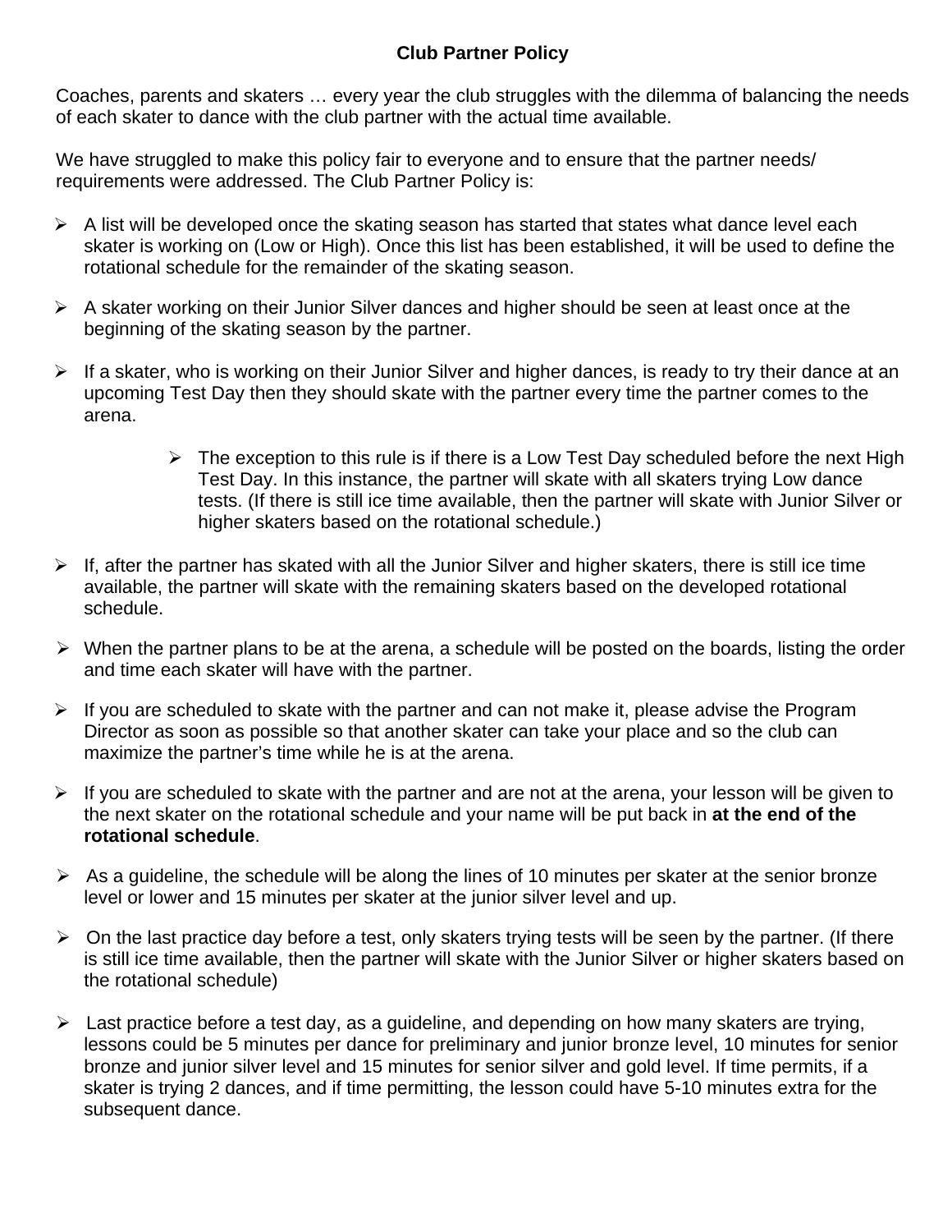# Club Partner Policy

Coaches, parents and skaters … every year the club struggles with the dilemma of balancing the needs of each skater to dance with the club partner with the actual time available.

We have struggled to make this policy fair to everyone and to ensure that the partner needs/ requirements were addressed. The Club Partner Policy is:

- A list will be developed once the skating season has started that states what dance level each skater is working on (Low or High). Once this list has been established, it will be used to define the rotational schedule for the remainder of the skating season.
- A skater working on their Junior Silver dances and higher should be seen at least once at the beginning of the skating season by the partner.
- If a skater, who is working on their Junior Silver and higher dances, is ready to try their dance at an upcoming Test Day then they should skate with the partner every time the partner comes to the arena.
    - The exception to this rule is if there is a Low Test Day scheduled before the next High Test Day. In this instance, the partner will skate with all skaters trying Low dance tests. (If there is still ice time available, then the partner will skate with Junior Silver or higher skaters based on the rotational schedule.)
- If, after the partner has skated with all the Junior Silver and higher skaters, there is still ice time available, the partner will skate with the remaining skaters based on the developed rotational schedule.
- When the partner plans to be at the arena, a schedule will be posted on the boards, listing the order and time each skater will have with the partner.
- If you are scheduled to skate with the partner and can not make it, please advise the Program Director as soon as possible so that another skater can take your place and so the club can maximize the partner's time while he is at the arena.
- If you are scheduled to skate with the partner and are not at the arena, your lesson will be given to the next skater on the rotational schedule and your name will be put back in **at the end of the rotational schedule**.
- As a guideline, the schedule will be along the lines of 10 minutes per skater at the senior bronze level or lower and 15 minutes per skater at the junior silver level and up.
- On the last practice day before a test, only skaters trying tests will be seen by the partner. (If there is still ice time available, then the partner will skate with the Junior Silver or higher skaters based on the rotational schedule)
- Last practice before a test day, as a guideline, and depending on how many skaters are trying, lessons could be 5 minutes per dance for preliminary and junior bronze level, 10 minutes for senior bronze and junior silver level and 15 minutes for senior silver and gold level. If time permits, if a skater is trying 2 dances, and if time permitting, the lesson could have 5-10 minutes extra for the subsequent dance.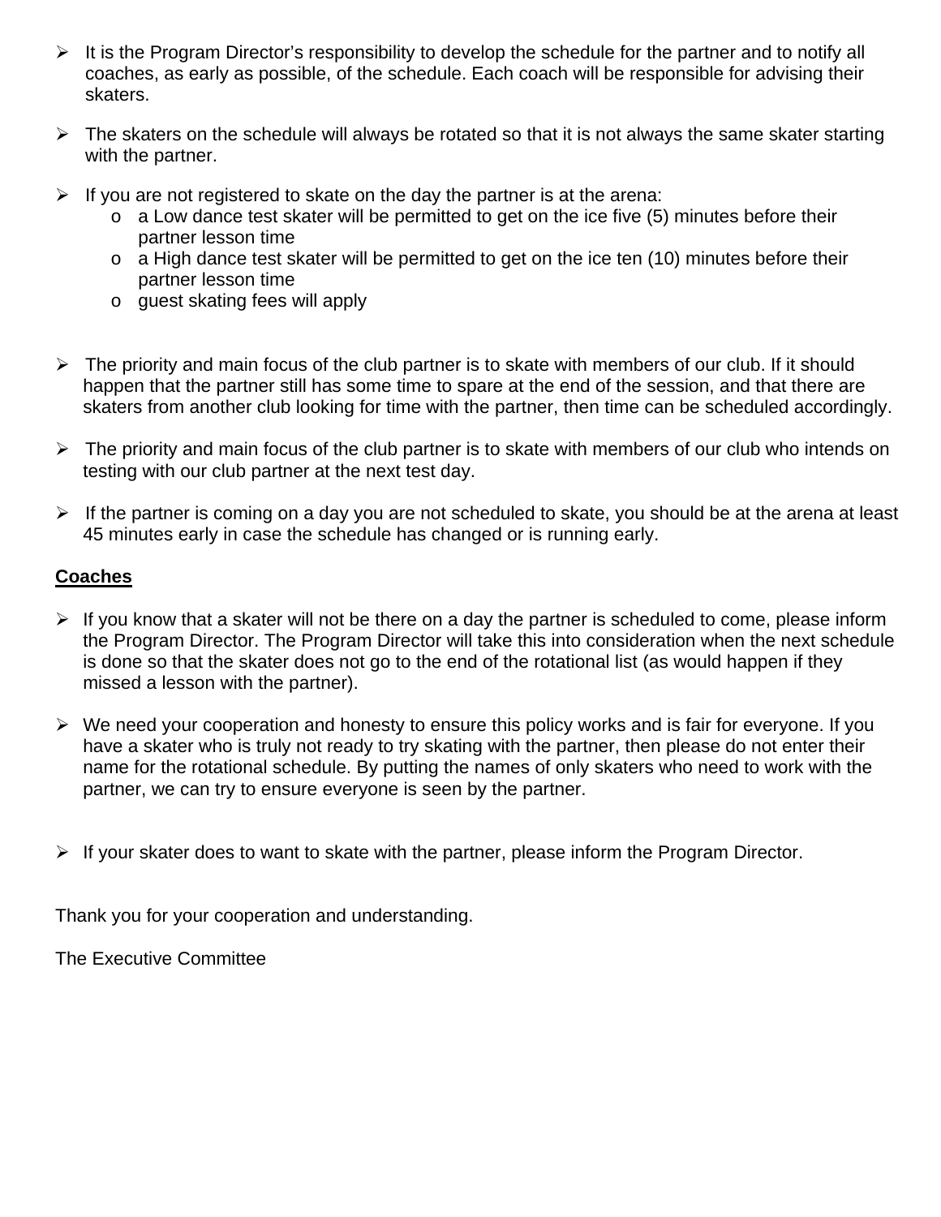- It is the Program Director's responsibility to develop the schedule for the partner and to notify all coaches, as early as possible, of the schedule. Each coach will be responsible for advising their skaters.

- The skaters on the schedule will always be rotated so that it is not always the same skater starting with the partner.

- If you are not registered to skate on the day the partner is at the arena:
  - a Low dance test skater will be permitted to get on the ice five (5) minutes before their partner lesson time
  - a High dance test skater will be permitted to get on the ice ten (10) minutes before their partner lesson time
  - guest skating fees will apply

- The priority and main focus of the club partner is to skate with members of our club. If it should happen that the partner still has some time to spare at the end of the session, and that there are skaters from another club looking for time with the partner, then time can be scheduled accordingly.

- The priority and main focus of the club partner is to skate with members of our club who intends on testing with our club partner at the next test day.

- If the partner is coming on a day you are not scheduled to skate, you should be at the arena at least 45 minutes early in case the schedule has changed or is running early.

**Coaches**

- If you know that a skater will not be there on a day the partner is scheduled to come, please inform the Program Director. The Program Director will take this into consideration when the next schedule is done so that the skater does not go to the end of the rotational list (as would happen if they missed a lesson with the partner).

- We need your cooperation and honesty to ensure this policy works and is fair for everyone. If you have a skater who is truly not ready to try skating with the partner, then please do not enter their name for the rotational schedule. By putting the names of only skaters who need to work with the partner, we can try to ensure everyone is seen by the partner.

- If your skater does to want to skate with the partner, please inform the Program Director.

Thank you for your cooperation and understanding.

The Executive Committee